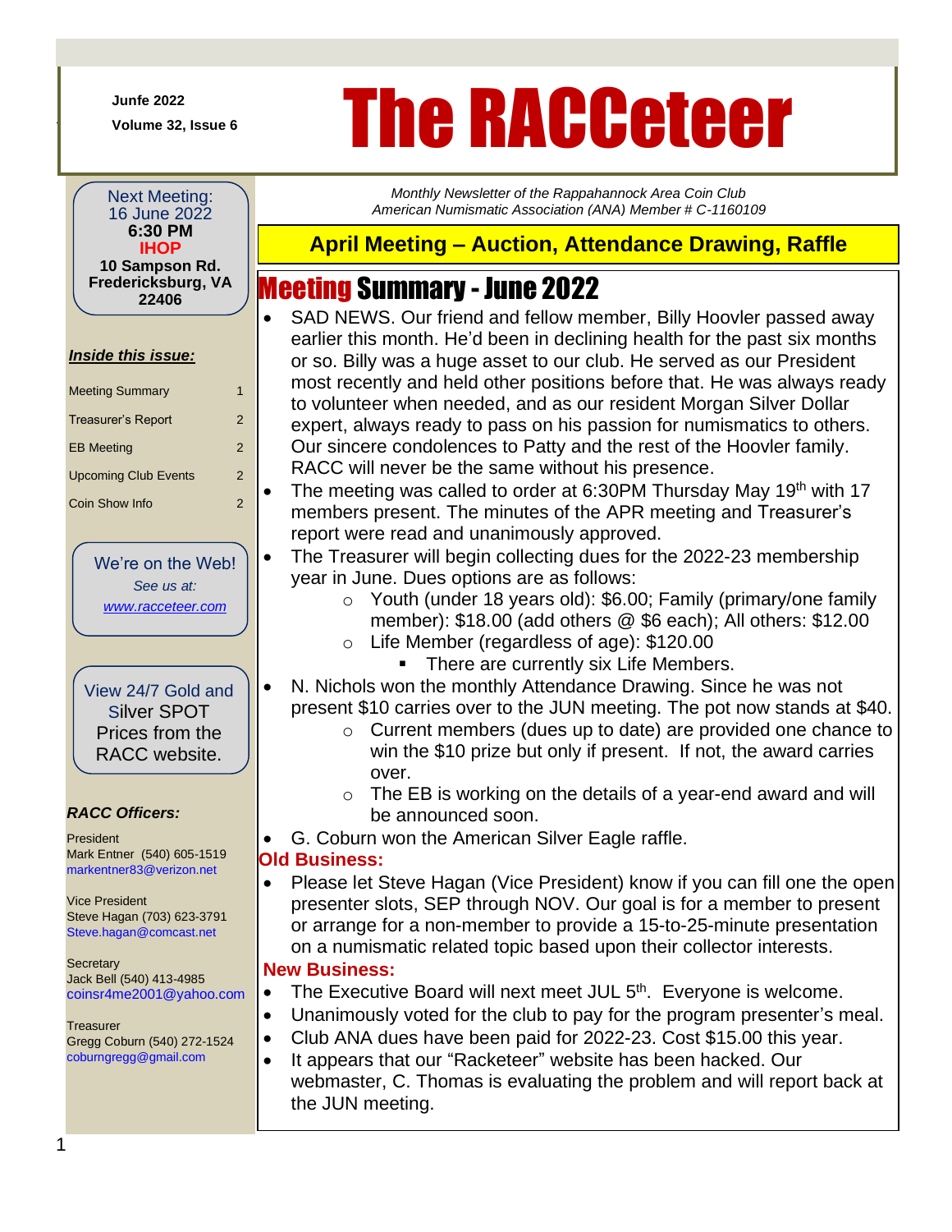Junfe 2022

Volume 32, Issue 6

# The RACCeteer

*Monthly Newsletter of the Rappahannock Area Coin Club*
*American Numismatic Association (ANA) Member # C-1160109*

Next Meeting:
16 June 2022
**6:30 PM**
**IHOP**
**10 Sampson Rd. Fredericksburg, VA 22406**

***Inside this issue:***

| | |
|---|---|
| Meeting Summary | 1 |
| Treasurer's Report | 2 |
| EB Meeting | 2 |
| Upcoming Club Events | 2 |
| Coin Show Info | 2 |

We're on the Web!
*See us at:*
*www.racceteer.com*

View 24/7 Gold and Silver SPOT Prices from the RACC website.

***RACC Officers:***

President
Mark Entner (540) 605-1519
markentner83@verizon.net

Vice President
Steve Hagan (703) 623-3791
Steve.hagan@comcast.net

Secretary
Jack Bell (540) 413-4985
coinsr4me2001@yahoo.com

Treasurer
Gregg Coburn (540) 272-1524
coburngregg@gmail.com

## April Meeting – Auction, Attendance Drawing, Raffle

## Meeting Summary - June 2022

- SAD NEWS. Our friend and fellow member, Billy Hoovler passed away earlier this month. He'd been in declining health for the past six months or so. Billy was a huge asset to our club. He served as our President most recently and held other positions before that. He was always ready to volunteer when needed, and as our resident Morgan Silver Dollar expert, always ready to pass on his passion for numismatics to others. Our sincere condolences to Patty and the rest of the Hoovler family. RACC will never be the same without his presence.
- The meeting was called to order at 6:30PM Thursday May 19th with 17 members present. The minutes of the APR meeting and Treasurer's report were read and unanimously approved.
- The Treasurer will begin collecting dues for the 2022-23 membership year in June. Dues options are as follows:
  - Youth (under 18 years old): $6.00; Family (primary/one family member): $18.00 (add others @ $6 each); All others: $12.00
  - Life Member (regardless of age): $120.00
    - There are currently six Life Members.
- N. Nichols won the monthly Attendance Drawing. Since he was not present $10 carries over to the JUN meeting. The pot now stands at $40.
  - Current members (dues up to date) are provided one chance to win the $10 prize but only if present. If not, the award carries over.
  - The EB is working on the details of a year-end award and will be announced soon.
- G. Coburn won the American Silver Eagle raffle.

**Old Business:**

- Please let Steve Hagan (Vice President) know if you can fill one the open presenter slots, SEP through NOV. Our goal is for a member to present or arrange for a non-member to provide a 15-to-25-minute presentation on a numismatic related topic based upon their collector interests.

**New Business:**

- The Executive Board will next meet JUL 5th. Everyone is welcome.
- Unanimously voted for the club to pay for the program presenter's meal.
- Club ANA dues have been paid for 2022-23. Cost $15.00 this year.
- It appears that our "Racketeer" website has been hacked. Our webmaster, C. Thomas is evaluating the problem and will report back at the JUN meeting.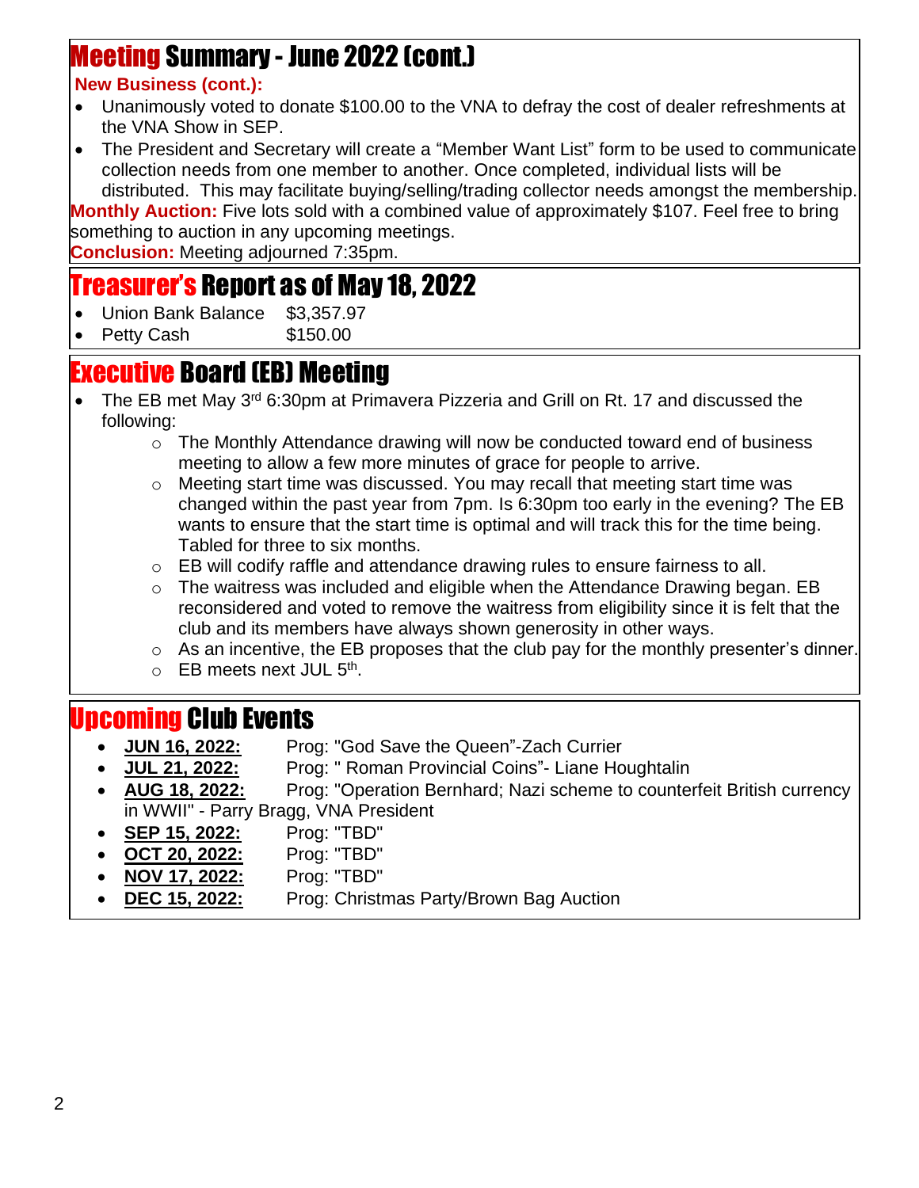## Meeting Summary - June 2022 (cont.)

**New Business (cont.):**

- Unanimously voted to donate $100.00 to the VNA to defray the cost of dealer refreshments at the VNA Show in SEP.
- The President and Secretary will create a “Member Want List” form to be used to communicate collection needs from one member to another. Once completed, individual lists will be distributed. This may facilitate buying/selling/trading collector needs amongst the membership.

**Monthly Auction:** Five lots sold with a combined value of approximately $107. Feel free to bring something to auction in any upcoming meetings.

**Conclusion:** Meeting adjourned 7:35pm.

## Treasurer’s Report as of May 18, 2022

- Union Bank Balance $3,357.97
- Petty Cash $150.00

## Executive Board (EB) Meeting

- The EB met May 3rd 6:30pm at Primavera Pizzeria and Grill on Rt. 17 and discussed the following:
  - The Monthly Attendance drawing will now be conducted toward end of business meeting to allow a few more minutes of grace for people to arrive.
  - Meeting start time was discussed. You may recall that meeting start time was changed within the past year from 7pm. Is 6:30pm too early in the evening? The EB wants to ensure that the start time is optimal and will track this for the time being. Tabled for three to six months.
  - EB will codify raffle and attendance drawing rules to ensure fairness to all.
  - The waitress was included and eligible when the Attendance Drawing began. EB reconsidered and voted to remove the waitress from eligibility since it is felt that the club and its members have always shown generosity in other ways.
  - As an incentive, the EB proposes that the club pay for the monthly presenter’s dinner.
  - EB meets next JUL 5th.

## Upcoming Club Events

- **JUN 16, 2022:** Prog: "God Save the Queen"-Zach Currier
- **JUL 21, 2022:** Prog: " Roman Provincial Coins"- Liane Houghtalin
- **AUG 18, 2022:** Prog: "Operation Bernhard; Nazi scheme to counterfeit British currency in WWII" - Parry Bragg, VNA President
- **SEP 15, 2022:** Prog: "TBD"
- **OCT 20, 2022:** Prog: "TBD"
- **NOV 17, 2022:** Prog: "TBD"
- **DEC 15, 2022:** Prog: Christmas Party/Brown Bag Auction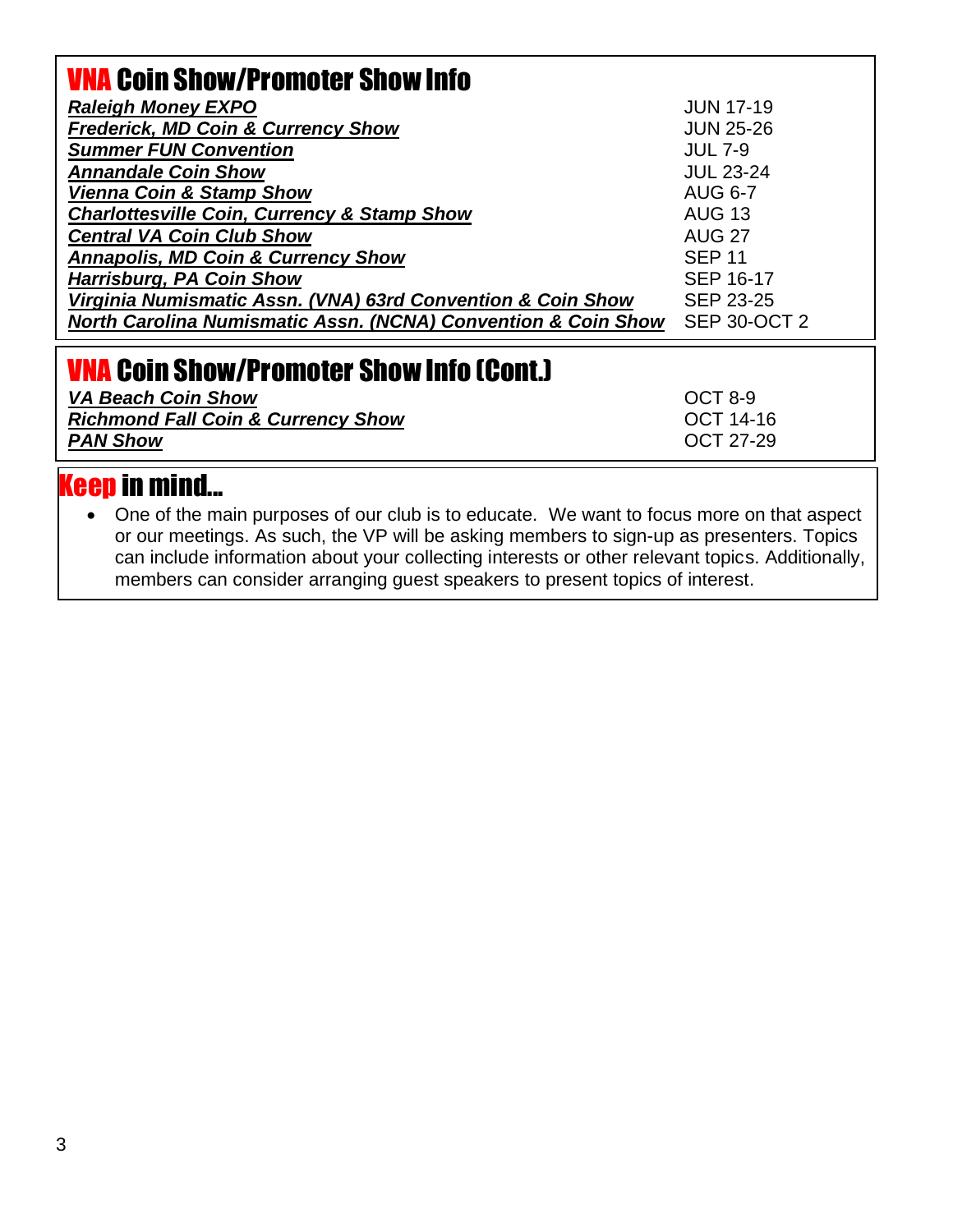## VNA Coin Show/Promoter Show Info

| | |
|---|---|
| ***Raleigh Money EXPO*** | JUN 17-19 |
| ***Frederick, MD Coin & Currency Show*** | JUN 25-26 |
| ***Summer FUN Convention*** | JUL 7-9 |
| ***Annandale Coin Show*** | JUL 23-24 |
| ***Vienna Coin & Stamp Show*** | AUG 6-7 |
| ***Charlottesville Coin, Currency & Stamp Show*** | AUG 13 |
| ***Central VA Coin Club Show*** | AUG 27 |
| ***Annapolis, MD Coin & Currency Show*** | SEP 11 |
| ***Harrisburg, PA Coin Show*** | SEP 16-17 |
| ***Virginia Numismatic Assn. (VNA) 63rd Convention & Coin Show*** | SEP 23-25 |
| ***North Carolina Numismatic Assn. (NCNA) Convention & Coin Show*** | SEP 30-OCT 2 |

## VNA Coin Show/Promoter Show Info (Cont.)

| | |
|---|---|
| ***VA Beach Coin Show*** | OCT 8-9 |
| ***Richmond Fall Coin & Currency Show*** | OCT 14-16 |
| ***PAN Show*** | OCT 27-29 |

## Keep in mind...

- One of the main purposes of our club is to educate. We want to focus more on that aspect or our meetings. As such, the VP will be asking members to sign-up as presenters. Topics can include information about your collecting interests or other relevant topics. Additionally, members can consider arranging guest speakers to present topics of interest.